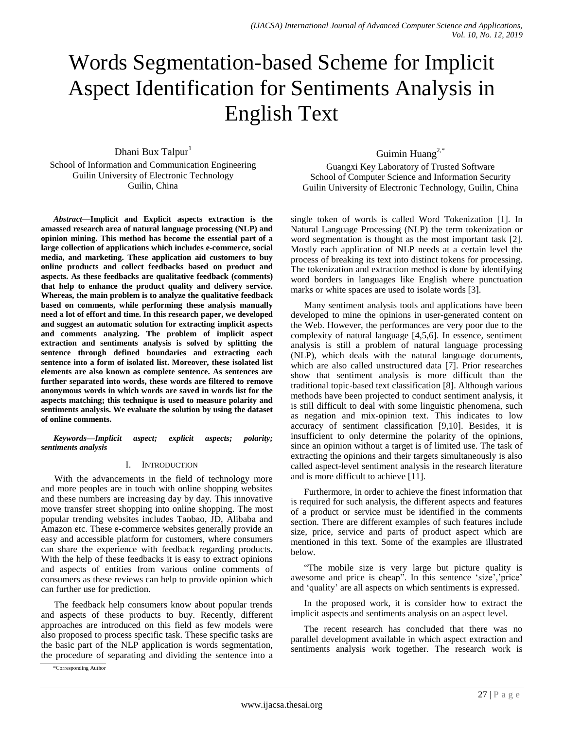# Words Segmentation-based Scheme for Implicit Aspect Identification for Sentiments Analysis in English Text

Dhani Bux Talpur[1]
School of Information and Communication Engineering
Guilin University of Electronic Technology
Guilin, China

Guimin Huang[2,*]
Guangxi Key Laboratory of Trusted Software
School of Computer Science and Information Security
Guilin University of Electronic Technology, Guilin, China

***Abstract*—Implicit and Explicit aspects extraction is the amassed research area of natural language processing (NLP) and opinion mining. This method has become the essential part of a large collection of applications which includes e-commerce, social media, and marketing. These application aid customers to buy online products and collect feedbacks based on product and aspects. As these feedbacks are qualitative feedback (comments) that help to enhance the product quality and delivery service. Whereas, the main problem is to analyze the qualitative feedback based on comments, while performing these analysis manually need a lot of effort and time. In this research paper, we developed and suggest an automatic solution for extracting implicit aspects and comments analyzing. The problem of implicit aspect extraction and sentiments analysis is solved by splitting the sentence through defined boundaries and extracting each sentence into a form of isolated list. Moreover, these isolated list elements are also known as complete sentence. As sentences are further separated into words, these words are filtered to remove anonymous words in which words are saved in words list for the aspects matching; this technique is used to measure polarity and sentiments analysis. We evaluate the solution by using the dataset of online comments.**

***Keywords—Implicit aspect; explicit aspects; polarity; sentiments analysis***

## I. Introduction

With the advancements in the field of technology more and more peoples are in touch with online shopping websites and these numbers are increasing day by day. This innovative move transfer street shopping into online shopping. The most popular trending websites includes Taobao, JD, Alibaba and Amazon etc. These e-commerce websites generally provide an easy and accessible platform for customers, where consumers can share the experience with feedback regarding products. With the help of these feedbacks it is easy to extract opinions and aspects of entities from various online comments of consumers as these reviews can help to provide opinion which can further use for prediction.

The feedback help consumers know about popular trends and aspects of these products to buy. Recently, different approaches are introduced on this field as few models were also proposed to process specific task. These specific tasks are the basic part of the NLP application is words segmentation, the procedure of separating and dividing the sentence into a single token of words is called Word Tokenization [1]. In Natural Language Processing (NLP) the term tokenization or word segmentation is thought as the most important task [2]. Mostly each application of NLP needs at a certain level the process of breaking its text into distinct tokens for processing. The tokenization and extraction method is done by identifying word borders in languages like English where punctuation marks or white spaces are used to isolate words [3].

Many sentiment analysis tools and applications have been developed to mine the opinions in user-generated content on the Web. However, the performances are very poor due to the complexity of natural language [4,5,6]. In essence, sentiment analysis is still a problem of natural language processing (NLP), which deals with the natural language documents, which are also called unstructured data [7]. Prior researches show that sentiment analysis is more difficult than the traditional topic-based text classification [8]. Although various methods have been projected to conduct sentiment analysis, it is still difficult to deal with some linguistic phenomena, such as negation and mix-opinion text. This indicates to low accuracy of sentiment classification [9,10]. Besides, it is insufficient to only determine the polarity of the opinions, since an opinion without a target is of limited use. The task of extracting the opinions and their targets simultaneously is also called aspect-level sentiment analysis in the research literature and is more difficult to achieve [11].

Furthermore, in order to achieve the finest information that is required for such analysis, the different aspects and features of a product or service must be identified in the comments section. There are different examples of such features include size, price, service and parts of product aspect which are mentioned in this text. Some of the examples are illustrated below.

"The mobile size is very large but picture quality is awesome and price is cheap". In this sentence 'size','price' and 'quality' are all aspects on which sentiments is expressed.

In the proposed work, it is consider how to extract the implicit aspects and sentiments analysis on an aspect level.

The recent research has concluded that there was no parallel development available in which aspect extraction and sentiments analysis work together. The research work is

*Corresponding Author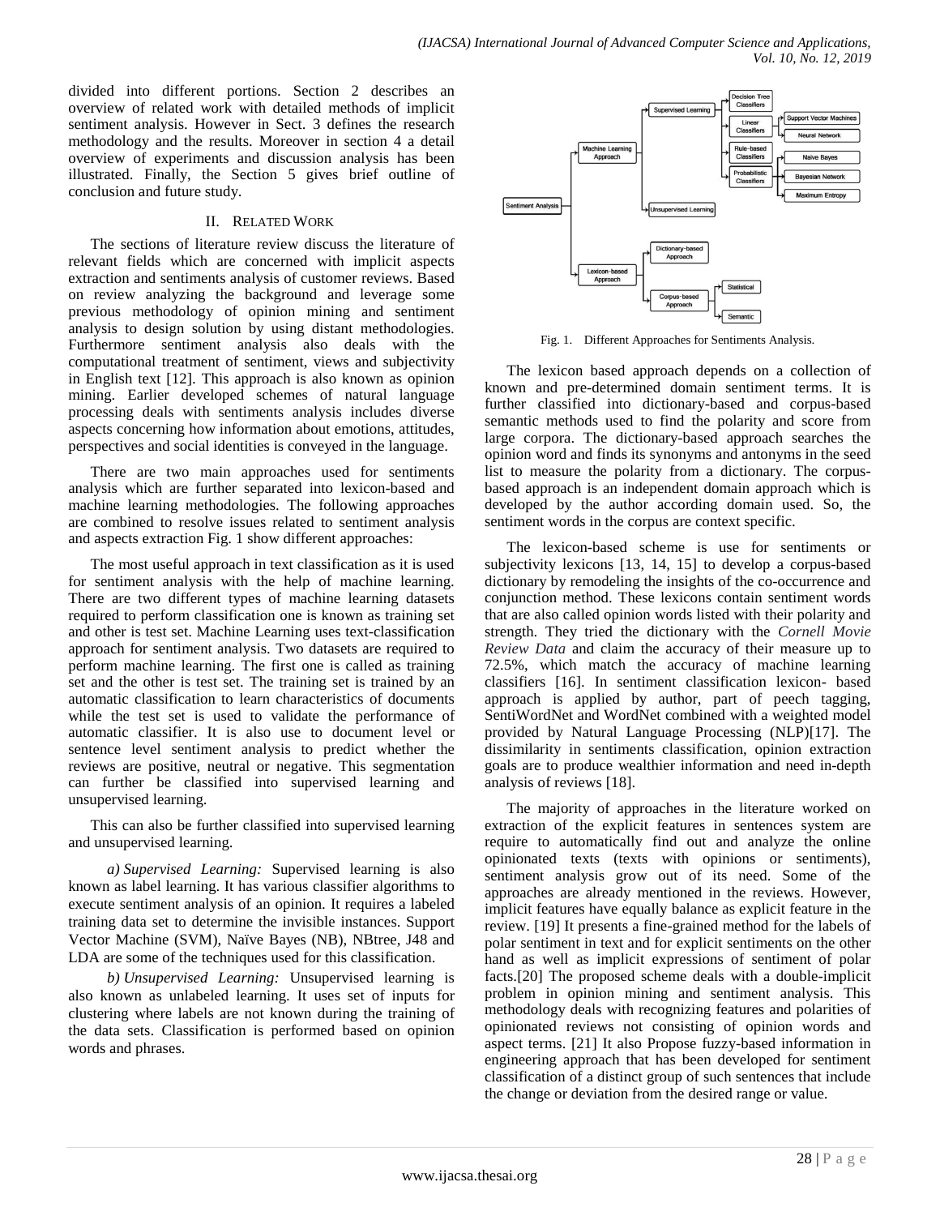divided into different portions. Section 2 describes an overview of related work with detailed methods of implicit sentiment analysis. However in Sect. 3 defines the research methodology and the results. Moreover in section 4 a detail overview of experiments and discussion analysis has been illustrated. Finally, the Section 5 gives brief outline of conclusion and future study.

## II. Related Work

The sections of literature review discuss the literature of relevant fields which are concerned with implicit aspects extraction and sentiments analysis of customer reviews. Based on review analyzing the background and leverage some previous methodology of opinion mining and sentiment analysis to design solution by using distant methodologies. Furthermore sentiment analysis also deals with the computational treatment of sentiment, views and subjectivity in English text [12]. This approach is also known as opinion mining. Earlier developed schemes of natural language processing deals with sentiments analysis includes diverse aspects concerning how information about emotions, attitudes, perspectives and social identities is conveyed in the language.

There are two main approaches used for sentiments analysis which are further separated into lexicon-based and machine learning methodologies. The following approaches are combined to resolve issues related to sentiment analysis and aspects extraction Fig. 1 show different approaches:

The most useful approach in text classification as it is used for sentiment analysis with the help of machine learning. There are two different types of machine learning datasets required to perform classification one is known as training set and other is test set. Machine Learning uses text-classification approach for sentiment analysis. Two datasets are required to perform machine learning. The first one is called as training set and the other is test set. The training set is trained by an automatic classification to learn characteristics of documents while the test set is used to validate the performance of automatic classifier. It is also use to document level or sentence level sentiment analysis to predict whether the reviews are positive, neutral or negative. This segmentation can further be classified into supervised learning and unsupervised learning.

This can also be further classified into supervised learning and unsupervised learning.

*a) Supervised Learning:* Supervised learning is also known as label learning. It has various classifier algorithms to execute sentiment analysis of an opinion. It requires a labeled training data set to determine the invisible instances. Support Vector Machine (SVM), Naïve Bayes (NB), NBtree, J48 and LDA are some of the techniques used for this classification.

*b) Unsupervised Learning:* Unsupervised learning is also known as unlabeled learning. It uses set of inputs for clustering where labels are not known during the training of the data sets. Classification is performed based on opinion words and phrases.

Fig. 1. Different Approaches for Sentiments Analysis.

The lexicon based approach depends on a collection of known and pre-determined domain sentiment terms. It is further classified into dictionary-based and corpus-based semantic methods used to find the polarity and score from large corpora. The dictionary-based approach searches the opinion word and finds its synonyms and antonyms in the seed list to measure the polarity from a dictionary. The corpus-based approach is an independent domain approach which is developed by the author according domain used. So, the sentiment words in the corpus are context specific.

The lexicon-based scheme is use for sentiments or subjectivity lexicons [13, 14, 15] to develop a corpus-based dictionary by remodeling the insights of the co-occurrence and conjunction method. These lexicons contain sentiment words that are also called opinion words listed with their polarity and strength. They tried the dictionary with the *Cornell Movie Review Data* and claim the accuracy of their measure up to 72.5%, which match the accuracy of machine learning classifiers [16]. In sentiment classification lexicon- based approach is applied by author, part of peech tagging, SentiWordNet and WordNet combined with a weighted model provided by Natural Language Processing (NLP)[17]. The dissimilarity in sentiments classification, opinion extraction goals are to produce wealthier information and need in-depth analysis of reviews [18].

The majority of approaches in the literature worked on extraction of the explicit features in sentences system are require to automatically find out and analyze the online opinionated texts (texts with opinions or sentiments), sentiment analysis grow out of its need. Some of the approaches are already mentioned in the reviews. However, implicit features have equally balance as explicit feature in the review. [19] It presents a fine-grained method for the labels of polar sentiment in text and for explicit sentiments on the other hand as well as implicit expressions of sentiment of polar facts.[20] The proposed scheme deals with a double-implicit problem in opinion mining and sentiment analysis. This methodology deals with recognizing features and polarities of opinionated reviews not consisting of opinion words and aspect terms. [21] It also Propose fuzzy-based information in engineering approach that has been developed for sentiment classification of a distinct group of such sentences that include the change or deviation from the desired range or value.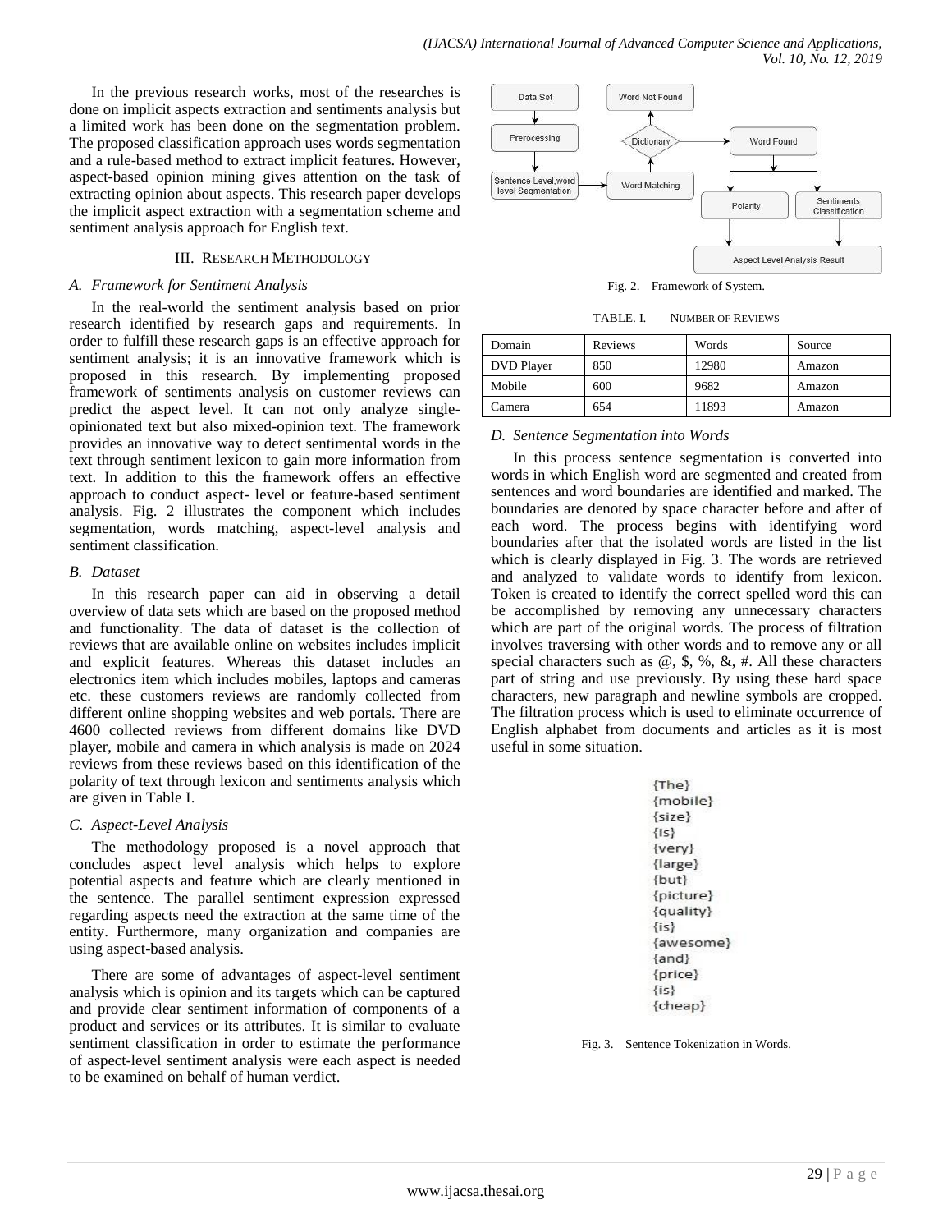In the previous research works, most of the researches is done on implicit aspects extraction and sentiments analysis but a limited work has been done on the segmentation problem. The proposed classification approach uses words segmentation and a rule-based method to extract implicit features. However, aspect-based opinion mining gives attention on the task of extracting opinion about aspects. This research paper develops the implicit aspect extraction with a segmentation scheme and sentiment analysis approach for English text.

## III. Research Methodology

### A. Framework for Sentiment Analysis

In the real-world the sentiment analysis based on prior research identified by research gaps and requirements. In order to fulfill these research gaps is an effective approach for sentiment analysis; it is an innovative framework which is proposed in this research. By implementing proposed framework of sentiments analysis on customer reviews can predict the aspect level. It can not only analyze single-opinionated text but also mixed-opinion text. The framework provides an innovative way to detect sentimental words in the text through sentiment lexicon to gain more information from text. In addition to this the framework offers an effective approach to conduct aspect- level or feature-based sentiment analysis. Fig. 2 illustrates the component which includes segmentation, words matching, aspect-level analysis and sentiment classification.

### B. Dataset

In this research paper can aid in observing a detail overview of data sets which are based on the proposed method and functionality. The data of dataset is the collection of reviews that are available online on websites includes implicit and explicit features. Whereas this dataset includes an electronics item which includes mobiles, laptops and cameras etc. these customers reviews are randomly collected from different online shopping websites and web portals. There are 4600 collected reviews from different domains like DVD player, mobile and camera in which analysis is made on 2024 reviews from these reviews based on this identification of the polarity of text through lexicon and sentiments analysis which are given in Table I.

### C. Aspect-Level Analysis

The methodology proposed is a novel approach that concludes aspect level analysis which helps to explore potential aspects and feature which are clearly mentioned in the sentence. The parallel sentiment expression expressed regarding aspects need the extraction at the same time of the entity. Furthermore, many organization and companies are using aspect-based analysis.

There are some of advantages of aspect-level sentiment analysis which is opinion and its targets which can be captured and provide clear sentiment information of components of a product and services or its attributes. It is similar to evaluate sentiment classification in order to estimate the performance of aspect-level sentiment analysis were each aspect is needed to be examined on behalf of human verdict.

Data Set → Preprocessing → Sentence Level,word level Segmentation → Word Matching → Dictionary → Word Not Found / Word Found → Polarity, Sentiments Classification → Aspect Level Analysis Result

Fig. 2. Framework of System.

TABLE. I. Number of Reviews

| Domain | Reviews | Words | Source |
|---|---|---|---|
| DVD Player | 850 | 12980 | Amazon |
| Mobile | 600 | 9682 | Amazon |
| Camera | 654 | 11893 | Amazon |

### D. Sentence Segmentation into Words

In this process sentence segmentation is converted into words in which English word are segmented and created from sentences and word boundaries are identified and marked. The boundaries are denoted by space character before and after of each word. The process begins with identifying word boundaries after that the isolated words are listed in the list which is clearly displayed in Fig. 3. The words are retrieved and analyzed to validate words to identify from lexicon. Token is created to identify the correct spelled word this can be accomplished by removing any unnecessary characters which are part of the original words. The process of filtration involves traversing with other words and to remove any or all special characters such as @, $, %, &, #. All these characters part of string and use previously. By using these hard space characters, new paragraph and newline symbols are cropped. The filtration process which is used to eliminate occurrence of English alphabet from documents and articles as it is most useful in some situation.

```
{The}
{mobile}
{size}
{is}
{very}
{large}
{but}
{picture}
{quality}
{is}
{awesome}
{and}
{price}
{is}
{cheap}
```

Fig. 3. Sentence Tokenization in Words.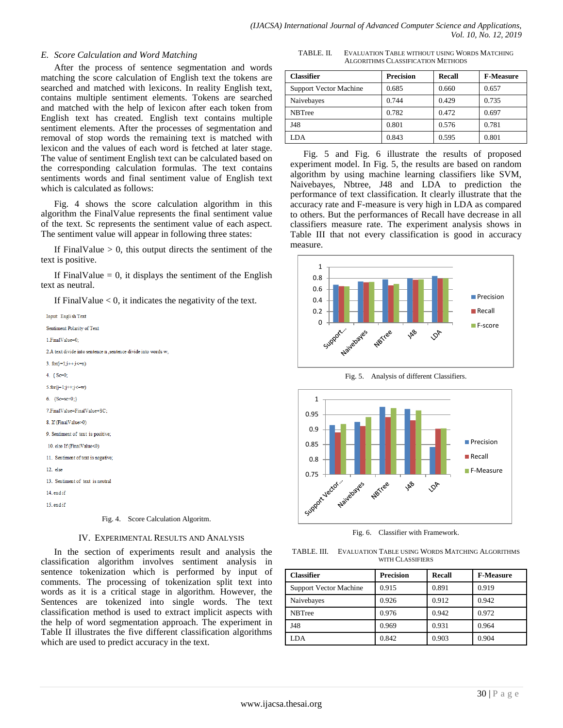### E. Score Calculation and Word Matching

After the process of sentence segmentation and words matching the score calculation of English text the tokens are searched and matched with lexicons. In reality English text, contains multiple sentiment elements. Tokens are searched and matched with the help of lexicon after each token from English text has created. English text contains multiple sentiment elements. After the processes of segmentation and removal of stop words the remaining text is matched with lexicon and the values of each word is fetched at later stage. The value of sentiment English text can be calculated based on the corresponding calculation formulas. The text contains sentiments words and final sentiment value of English text which is calculated as follows:

Fig. 4 shows the score calculation algorithm in this algorithm the FinalValue represents the final sentiment value of the text. Sc represents the sentiment value of each aspect. The sentiment value will appear in following three states:

If FinalValue > 0, this output directs the sentiment of the text is positive.

If FinalValue = 0, it displays the sentiment of the English text as neutral.

If FinalValue < 0, it indicates the negativity of the text.

```
Input: English Text
Sentiment Polarity of Text
1.FinalValue=0;
2.A text divide into sentence n ,sentence divide into words w,
3. for(i=1;i++;i<=n)
4. { Sc=0;
5.for(j=1;j++;j<=w)
6. {Sc=sc+0;}
7.FinalValue=FinalValue+SC;
8. If (FinalValue>0)
9. Sentiment of text is positive;
10. else If (FinalValue<0)
11. Sentiment of text is negative;
12. else
13. Sentiment of text is neutral
14. end if
15. end if
```

Fig. 4. Score Calculation Algoritm.

## IV. Experimental Results and Analysis

In the section of experiments result and analysis the classification algorithm involves sentiment analysis in sentence tokenization which is performed by input of comments. The processing of tokenization split text into words as it is a critical stage in algorithm. However, the Sentences are tokenized into single words. The text classification method is used to extract implicit aspects with the help of word segmentation approach. The experiment in Table II illustrates the five different classification algorithms which are used to predict accuracy in the text.

TABLE. II. Evaluation Table without using Words Matching Algorithms Classification Methods

| Classifier | Precision | Recall | F-Measure |
|---|---|---|---|
| Support Vector Machine | 0.685 | 0.660 | 0.657 |
| Naivebayes | 0.744 | 0.429 | 0.735 |
| NBTree | 0.782 | 0.472 | 0.697 |
| J48 | 0.801 | 0.576 | 0.781 |
| LDA | 0.843 | 0.595 | 0.801 |

Fig. 5 and Fig. 6 illustrate the results of proposed experiment model. In Fig. 5, the results are based on random algorithm by using machine learning classifiers like SVM, Naivebayes, Nbtree, J48 and LDA to prediction the performance of text classification. It clearly illustrate that the accuracy rate and F-measure is very high in LDA as compared to others. But the performances of Recall have decrease in all classifiers measure rate. The experiment analysis shows in Table III that not every classification is good in accuracy measure.

Fig. 5. Analysis of different Classifiers.

Fig. 6. Classifier with Framework.

TABLE. III. Evaluation Table using Words Matching Algorithms with Classifiers

| Classifier | Precision | Recall | F-Measure |
|---|---|---|---|
| Support Vector Machine | 0.915 | 0.891 | 0.919 |
| Naivebayes | 0.926 | 0.912 | 0.942 |
| NBTree | 0.976 | 0.942 | 0.972 |
| J48 | 0.969 | 0.931 | 0.964 |
| LDA | 0.842 | 0.903 | 0.904 |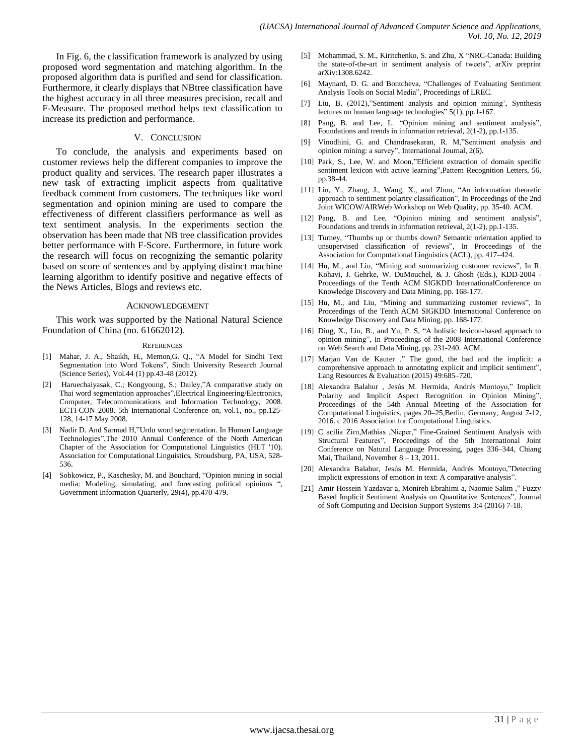In Fig. 6, the classification framework is analyzed by using proposed word segmentation and matching algorithm. In the proposed algorithm data is purified and send for classification. Furthermore, it clearly displays that NBtree classification have the highest accuracy in all three measures precision, recall and F-Measure. The proposed method helps text classification to increase its prediction and performance.

## V. Conclusion

To conclude, the analysis and experiments based on customer reviews help the different companies to improve the product quality and services. The research paper illustrates a new task of extracting implicit aspects from qualitative feedback comment from customers. The techniques like word segmentation and opinion mining are used to compare the effectiveness of different classifiers performance as well as text sentiment analysis. In the experiments section the observation has been made that NB tree classification provides better performance with F-Score. Furthermore, in future work the research will focus on recognizing the semantic polarity based on score of sentences and by applying distinct machine learning algorithm to identify positive and negative effects of the News Articles, Blogs and reviews etc.

## Acknowledgement

This work was supported by the National Natural Science Foundation of China (no. 61662012).

## References

[1] Mahar, J. A., Shaikh, H., Memon,G. Q., "A Model for Sindhi Text Segmentation into Word Tokens", Sindh University Research Journal (Science Series), Vol.44 (1) pp.43-48 (2012).

[2] Haruechaiyasak, C.; Kongyoung, S.; Dailey,"A comparative study on Thai word segmentation approaches",Electrical Engineering/Electronics, Computer, Telecommunications and Information Technology, 2008. ECTI-CON 2008. 5th International Conference on, vol.1, no., pp.125-128, 14-17 May 2008.

[3] Nadir D. And Sarmad H,"Urdu word segmentation. In Human Language Technologies",The 2010 Annual Conference of the North American Chapter of the Association for Computational Linguistics (HLT '10). Association for Computational Linguistics, Stroudsburg, PA, USA, 528-536.

[4] Sobkowicz, P., Kaschesky, M. and Bouchard, "Opinion mining in social media: Modeling, simulating, and forecasting political opinions ", Government Information Quarterly, 29(4), pp.470-479.

[5] Mohammad, S. M., Kiritchenko, S. and Zhu, X "NRC-Canada: Building the state-of-the-art in sentiment analysis of tweets", arXiv preprint arXiv:1308.6242.

[6] Maynard, D. G. and Bontcheva, "Challenges of Evaluating Sentiment Analysis Tools on Social Media", Proceedings of LREC.

[7] Liu, B. (2012),"Sentiment analysis and opinion mining', Synthesis lectures on human language technologies" 5(1), pp.1-167.

[8] Pang, B. and Lee, L. "Opinion mining and sentiment analysis", Foundations and trends in information retrieval, 2(1-2), pp.1-135.

[9] Vinodhini, G. and Chandrasekaran, R. M,"Sentiment analysis and opinion mining: a survey", International Journal, 2(6).

[10] Park, S., Lee, W. and Moon,"Efficient extraction of domain specific sentiment lexicon with active learning",Pattern Recognition Letters, 56, pp.38-44.

[11] Lin, Y., Zhang, J., Wang, X., and Zhou, "An information theoretic approach to sentiment polarity classification", In Proceedings of the 2nd Joint WICOW/AIRWeb Workshop on Web Quality, pp. 35-40. ACM.

[12] Pang, B. and Lee, "Opinion mining and sentiment analysis", Foundations and trends in information retrieval, 2(1-2), pp.1-135.

[13] Turney, "Thumbs up or thumbs down? Semantic orientation applied to unsupervised classification of reviews", In Proceedings of the Association for Computational Linguistics (ACL), pp. 417–424.

[14] Hu, M., and Liu, "Mining and summarizing customer reviews", In R. Kohavi, J. Gehrke, W. DuMouchel, & J. Ghosh (Eds.), KDD-2004 - Proceedings of the Tenth ACM SIGKDD InternationalConference on Knowledge Discovery and Data Mining, pp. 168-177.

[15] Hu, M., and Liu, "Mining and summarizing customer reviews", In Proceedings of the Tenth ACM SIGKDD International Conference on Knowledge Discovery and Data Mining, pp. 168-177.

[16] Ding, X., Liu, B., and Yu, P. S, "A holistic lexicon-based approach to opinion mining", In Proceedings of the 2008 International Conference on Web Search and Data Mining, pp. 231-240. ACM.

[17] Marjan Van de Kauter ." The good, the bad and the implicit: a comprehensive approach to annotating explicit and implicit sentiment", Lang Resources & Evaluation (2015) 49:685–720.

[18] Alexandra Balahur , Jesús M. Hermida, Andrés Montoyo," Implicit Polarity and Implicit Aspect Recognition in Opinion Mining", Proceedings of the 54th Annual Meeting of the Association for Computational Linguistics, pages 20–25,Berlin, Germany, August 7-12, 2016. c 2016 Association for Computational Linguistics.

[19] C acilia Zirn,Mathias ,Nieper," Fine-Grained Sentiment Analysis with Structural Features", Proceedings of the 5th International Joint Conference on Natural Language Processing, pages 336–344, Chiang Mai, Thailand, November 8 – 13, 2011.

[20] Alexandra Balahur, Jesús M. Hermida, Andrés Montoyo,"Detecting implicit expressions of emotion in text: A comparative analysis".

[21] Amir Hossein Yazdavar a, Monireh Ebrahimi a, Naomie Salim ," Fuzzy Based Implicit Sentiment Analysis on Quantitative Sentences", Journal of Soft Computing and Decision Support Systems 3:4 (2016) 7-18.